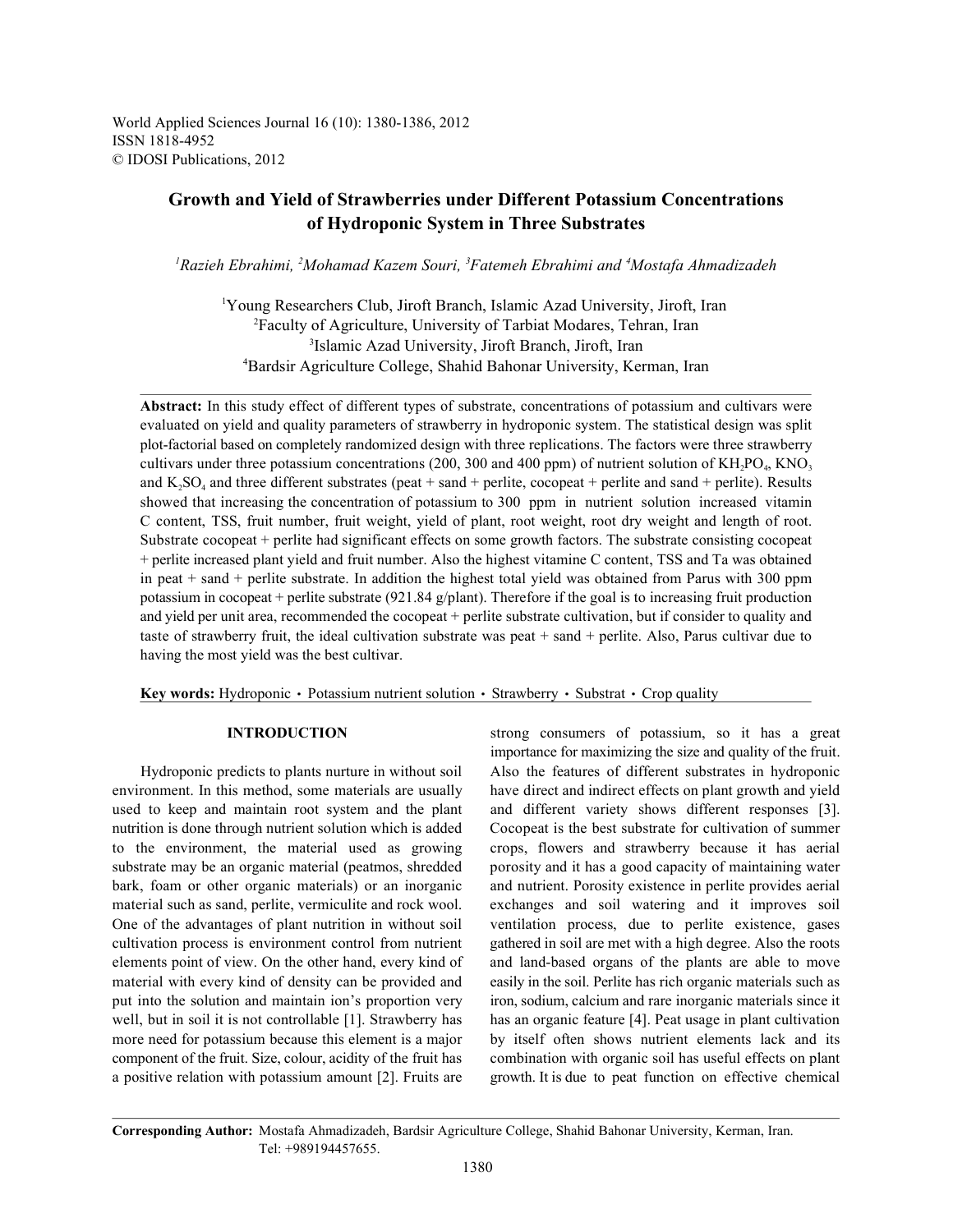World Applied Sciences Journal 16 (10): 1380-1386, 2012
ISSN 1818-4952
© IDOSI Publications, 2012

# Growth and Yield of Strawberries under Different Potassium Concentrations of Hydroponic System in Three Substrates

*[1]Razieh Ebrahimi, [2]Mohamad Kazem Souri, [3]Fatemeh Ebrahimi and [4]Mostafa Ahmadizadeh*

[1]Young Researchers Club, Jiroft Branch, Islamic Azad University, Jiroft, Iran
[2]Faculty of Agriculture, University of Tarbiat Modares, Tehran, Iran
[3]Islamic Azad University, Jiroft Branch, Jiroft, Iran
[4]Bardsir Agriculture College, Shahid Bahonar University, Kerman, Iran

**Abstract:** In this study effect of different types of substrate, concentrations of potassium and cultivars were evaluated on yield and quality parameters of strawberry in hydroponic system. The statistical design was split plot-factorial based on completely randomized design with three replications. The factors were three strawberry cultivars under three potassium concentrations (200, 300 and 400 ppm) of nutrient solution of $KH_2PO_4$, $KNO_3$ and $K_2SO_4$ and three different substrates (peat + sand + perlite, cocopeat + perlite and sand + perlite). Results showed that increasing the concentration of potassium to 300 ppm in nutrient solution increased vitamin C content, TSS, fruit number, fruit weight, yield of plant, root weight, root dry weight and length of root. Substrate cocopeat + perlite had significant effects on some growth factors. The substrate consisting cocopeat + perlite increased plant yield and fruit number. Also the highest vitamine C content, TSS and Ta was obtained in peat + sand + perlite substrate. In addition the highest total yield was obtained from Parus with 300 ppm potassium in cocopeat + perlite substrate (921.84 g/plant). Therefore if the goal is to increasing fruit production and yield per unit area, recommended the cocopeat + perlite substrate cultivation, but if consider to quality and taste of strawberry fruit, the ideal cultivation substrate was peat + sand + perlite. Also, Parus cultivar due to having the most yield was the best cultivar.

**Key words:** Hydroponic • Potassium nutrient solution • Strawberry • Substrat • Crop quality

## INTRODUCTION

Hydroponic predicts to plants nurture in without soil environment. In this method, some materials are usually used to keep and maintain root system and the plant nutrition is done through nutrient solution which is added to the environment, the material used as growing substrate may be an organic material (peatmos, shredded bark, foam or other organic materials) or an inorganic material such as sand, perlite, vermiculite and rock wool. One of the advantages of plant nutrition in without soil cultivation process is environment control from nutrient elements point of view. On the other hand, every kind of material with every kind of density can be provided and put into the solution and maintain ion's proportion very well, but in soil it is not controllable [1]. Strawberry has more need for potassium because this element is a major component of the fruit. Size, colour, acidity of the fruit has a positive relation with potassium amount [2]. Fruits are strong consumers of potassium, so it has a great importance for maximizing the size and quality of the fruit. Also the features of different substrates in hydroponic have direct and indirect effects on plant growth and yield and different variety shows different responses [3]. Cocopeat is the best substrate for cultivation of summer crops, flowers and strawberry because it has aerial porosity and it has a good capacity of maintaining water and nutrient. Porosity existence in perlite provides aerial exchanges and soil watering and it improves soil ventilation process, due to perlite existence, gases gathered in soil are met with a high degree. Also the roots and land-based organs of the plants are able to move easily in the soil. Perlite has rich organic materials such as iron, sodium, calcium and rare inorganic materials since it has an organic feature [4]. Peat usage in plant cultivation by itself often shows nutrient elements lack and its combination with organic soil has useful effects on plant growth. It is due to peat function on effective chemical

**Corresponding Author:** Mostafa Ahmadizadeh, Bardsir Agriculture College, Shahid Bahonar University, Kerman, Iran. Tel: +989194457655.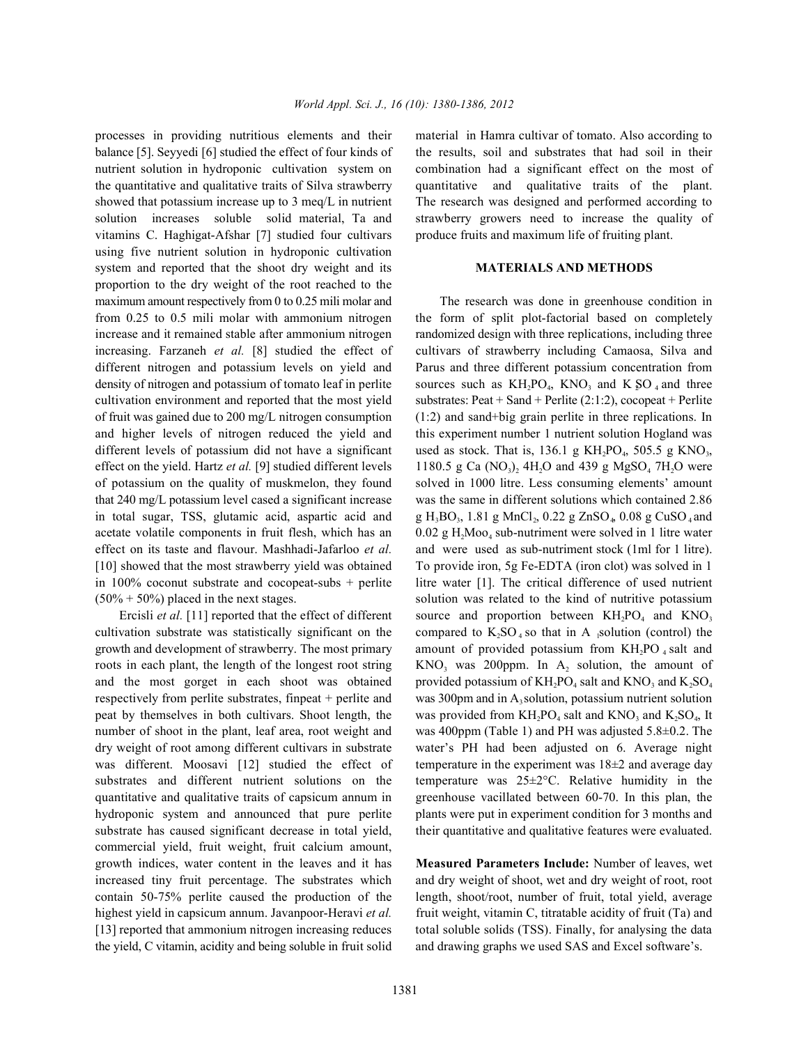processes in providing nutritious elements and their balance [5]. Seyyedi [6] studied the effect of four kinds of nutrient solution in hydroponic cultivation system on the quantitative and qualitative traits of Silva strawberry showed that potassium increase up to 3 meq/L in nutrient solution increases soluble solid material, Ta and vitamins C. Haghigat-Afshar [7] studied four cultivars using five nutrient solution in hydroponic cultivation system and reported that the shoot dry weight and its proportion to the dry weight of the root reached to the maximum amount respectively from 0 to 0.25 mili molar and from 0.25 to 0.5 mili molar with ammonium nitrogen increase and it remained stable after ammonium nitrogen increasing. Farzaneh *et al.* [8] studied the effect of different nitrogen and potassium levels on yield and density of nitrogen and potassium of tomato leaf in perlite cultivation environment and reported that the most yield of fruit was gained due to 200 mg/L nitrogen consumption and higher levels of nitrogen reduced the yield and different levels of potassium did not have a significant effect on the yield. Hartz *et al.* [9] studied different levels of potassium on the quality of muskmelon, they found that 240 mg/L potassium level cased a significant increase in total sugar, TSS, glutamic acid, aspartic acid and acetate volatile components in fruit flesh, which has an effect on its taste and flavour. Mashhadi-Jafarloo *et al.* [10] showed that the most strawberry yield was obtained in 100% coconut substrate and cocopeat-subs + perlite (50% + 50%) placed in the next stages.

Ercisli *et al.* [11] reported that the effect of different cultivation substrate was statistically significant on the growth and development of strawberry. The most primary roots in each plant, the length of the longest root string and the most gorget in each shoot was obtained respectively from perlite substrates, finpeat + perlite and peat by themselves in both cultivars. Shoot length, the number of shoot in the plant, leaf area, root weight and dry weight of root among different cultivars in substrate was different. Moosavi [12] studied the effect of substrates and different nutrient solutions on the quantitative and qualitative traits of capsicum annum in hydroponic system and announced that pure perlite substrate has caused significant decrease in total yield, commercial yield, fruit weight, fruit calcium amount, growth indices, water content in the leaves and it has increased tiny fruit percentage. The substrates which contain 50-75% perlite caused the production of the highest yield in capsicum annum. Javanpoor-Heravi *et al.* [13] reported that ammonium nitrogen increasing reduces the yield, C vitamin, acidity and being soluble in fruit solid material in Hamra cultivar of tomato. Also according to the results, soil and substrates that had soil in their combination had a significant effect on the most of quantitative and qualitative traits of the plant. The research was designed and performed according to strawberry growers need to increase the quality of produce fruits and maximum life of fruiting plant.

## MATERIALS AND METHODS

The research was done in greenhouse condition in the form of split plot-factorial based on completely randomized design with three replications, including three cultivars of strawberry including Camaosa, Silva and Parus and three different potassium concentration from sources such as $KH_2PO_4$, $KNO_3$ and $K_2SO_4$ and three substrates: Peat + Sand + Perlite (2:1:2), cocopeat + Perlite (1:2) and sand+big grain perlite in three replications. In this experiment number 1 nutrient solution Hogland was used as stock. That is, 136.1 g $KH_2PO_4$, 505.5 g $KNO_3$, 1180.5 g $Ca(NO_3)_2$ $4H_2O$ and 439 g $MgSO_4$ $7H_2O$ were solved in 1000 litre. Less consuming elements' amount was the same in different solutions which contained 2.86 g $H_3BO_3$, 1.81 g $MnCl_2$, 0.22 g $ZnSO_4$, 0.08 g $CuSO_4$ and 0.02 g $H_2MoO_4$ sub-nutriment were solved in 1 litre water and were used as sub-nutriment stock (1ml for 1 litre). To provide iron, 5g Fe-EDTA (iron clot) was solved in 1 litre water [1]. The critical difference of used nutrient solution was related to the kind of nutritive potassium source and proportion between $KH_2PO_4$ and $KNO_3$ compared to $K_2SO_4$ so that in $A_1$ solution (control) the amount of provided potassium from $KH_2PO_4$ salt and $KNO_3$ was 200ppm. In $A_2$ solution, the amount of provided potassium of $KH_2PO_4$ salt and $KNO_3$ and $K_2SO_4$ was 300pm and in $A_3$ solution, potassium nutrient solution was provided from $KH_2PO_4$ salt and $KNO_3$ and $K_2SO_4$, It was 400ppm (Table 1) and PH was adjusted 5.8±0.2. The water's PH had been adjusted on 6. Average night temperature in the experiment was 18±2 and average day temperature was 25±2°C. Relative humidity in the greenhouse vacillated between 60-70. In this plan, the plants were put in experiment condition for 3 months and their quantitative and qualitative features were evaluated.

**Measured Parameters Include:** Number of leaves, wet and dry weight of shoot, wet and dry weight of root, root length, shoot/root, number of fruit, total yield, average fruit weight, vitamin C, titratable acidity of fruit (Ta) and total soluble solids (TSS). Finally, for analysing the data and drawing graphs we used SAS and Excel software's.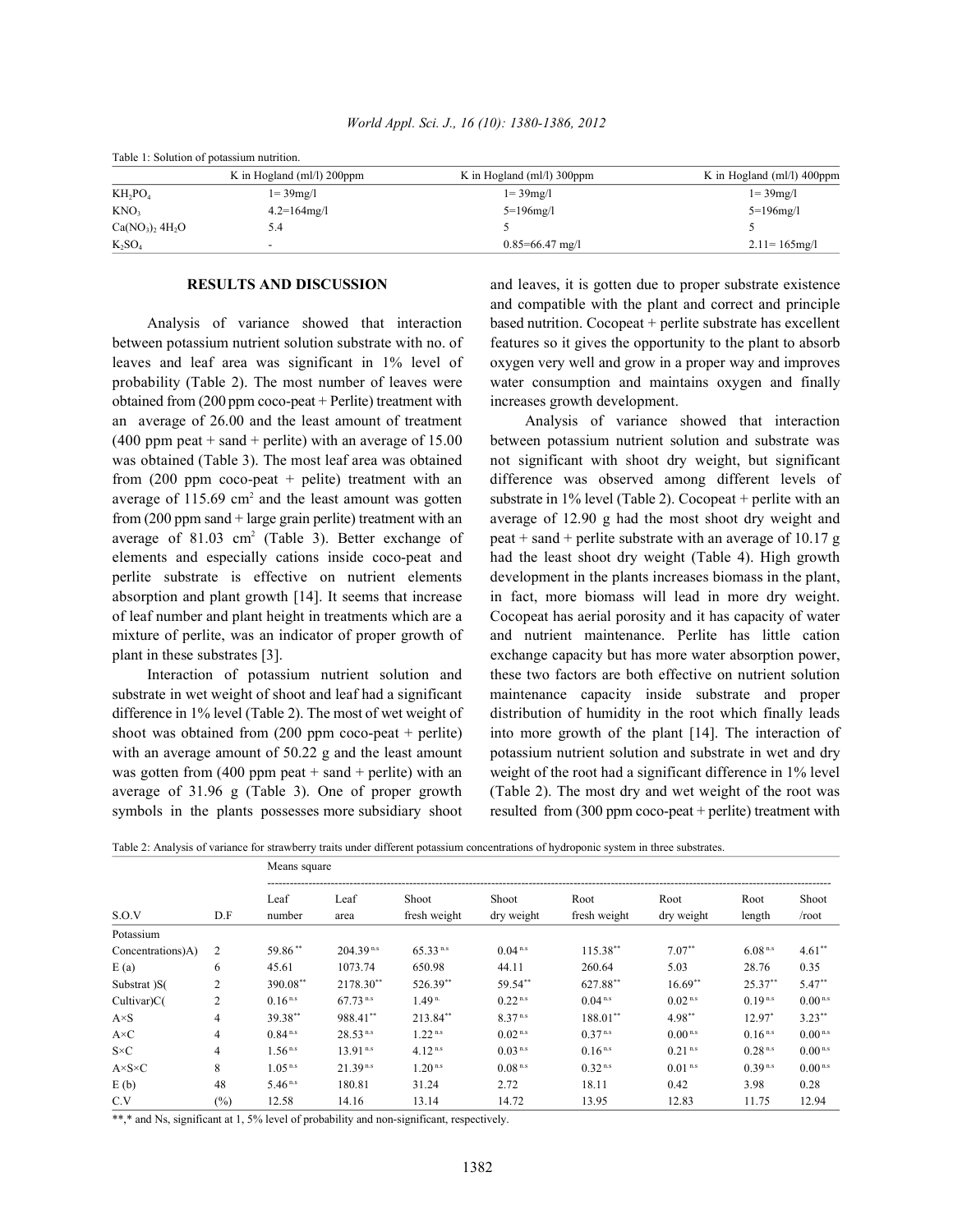Table 1: Solution of potassium nutrition.

| | K in Hogland (ml/l) 200ppm | K in Hogland (ml/l) 300ppm | K in Hogland (ml/l) 400ppm |
|---|---|---|---|
| $KH_2PO_4$ | 1= 39mg/l | 1= 39mg/l | 1= 39mg/l |
| $KNO_3$ | 4.2=164mg/l | 5=196mg/l | 5=196mg/l |
| $Ca(NO_3)_2\ 4H_2O$ | 5.4 | 5 | 5 |
| $K_2SO_4$ | - | 0.85=66.47 mg/l | 2.11= 165mg/l |

## RESULTS AND DISCUSSION

Analysis of variance showed that interaction between potassium nutrient solution substrate with no. of leaves and leaf area was significant in 1% level of probability (Table 2). The most number of leaves were obtained from (200 ppm coco-peat + Perlite) treatment with an average of 26.00 and the least amount of treatment (400 ppm peat + sand + perlite) with an average of 15.00 was obtained (Table 3). The most leaf area was obtained from (200 ppm coco-peat + pelite) treatment with an average of 115.69 $cm^2$ and the least amount was gotten from (200 ppm sand + large grain perlite) treatment with an average of 81.03 $cm^2$ (Table 3). Better exchange of elements and especially cations inside coco-peat and perlite substrate is effective on nutrient elements absorption and plant growth [14]. It seems that increase of leaf number and plant height in treatments which are a mixture of perlite, was an indicator of proper growth of plant in these substrates [3].

Interaction of potassium nutrient solution and substrate in wet weight of shoot and leaf had a significant difference in 1% level (Table 2). The most of wet weight of shoot was obtained from (200 ppm coco-peat + perlite) with an average amount of 50.22 g and the least amount was gotten from (400 ppm peat + sand + perlite) with an average of 31.96 g (Table 3). One of proper growth symbols in the plants possesses more subsidiary shoot and leaves, it is gotten due to proper substrate existence and compatible with the plant and correct and principle based nutrition. Cocopeat + perlite substrate has excellent features so it gives the opportunity to the plant to absorb oxygen very well and grow in a proper way and improves water consumption and maintains oxygen and finally increases growth development.

Analysis of variance showed that interaction between potassium nutrient solution and substrate was not significant with shoot dry weight, but significant difference was observed among different levels of substrate in 1% level (Table 2). Cocopeat + perlite with an average of 12.90 g had the most shoot dry weight and peat + sand + perlite substrate with an average of 10.17 g had the least shoot dry weight (Table 4). High growth development in the plants increases biomass in the plant, in fact, more biomass will lead in more dry weight. Cocopeat has aerial porosity and it has capacity of water and nutrient maintenance. Perlite has little cation exchange capacity but has more water absorption power, these two factors are both effective on nutrient solution maintenance capacity inside substrate and proper distribution of humidity in the root which finally leads into more growth of the plant [14]. The interaction of potassium nutrient solution and substrate in wet and dry weight of the root had a significant difference in 1% level (Table 2). The most dry and wet weight of the root was resulted from (300 ppm coco-peat + perlite) treatment with

Table 2: Analysis of variance for strawberry traits under different potassium concentrations of hydroponic system in three substrates.

| | | Means square | | | | | | | |
|---|---|---|---|---|---|---|---|---|---|
| S.O.V | D.F | Leaf number | Leaf area | Shoot fresh weight | Shoot dry weight | Root fresh weight | Root dry weight | Root length | Shoot /root |
| Potassium Concentrations)A) | 2 | 59.86** | 204.39 n.s | 65.33 n.s | 0.04 n.s | 115.38** | 7.07** | 6.08 n.s | 4.61** |
| E (a) | 6 | 45.61 | 1073.74 | 650.98 | 44.11 | 260.64 | 5.03 | 28.76 | 0.35 |
| Substrat )S( | 2 | 390.08** | 2178.30** | 526.39** | 59.54** | 627.88** | 16.69** | 25.37** | 5.47** |
| Cultivar)C( | 2 | 0.16 n.s | 67.73 n.s | 1.49 n. | 0.22 n.s | 0.04 n.s | 0.02 n.s | 0.19 n.s | 0.00 n.s |
| A×S | 4 | 39.38** | 988.41** | 213.84** | 8.37 n.s | 188.01** | 4.98** | 12.97* | 3.23** |
| A×C | 4 | 0.84 n.s | 28.53 n.s | 1.22 n.s | 0.02 n.s | 0.37 n.s | 0.00 n.s | 0.16 n.s | 0.00 n.s |
| S×C | 4 | 1.56 n.s | 13.91 n.s | 4.12 n.s | 0.03 n.s | 0.16 n.s | 0.21 n.s | 0.28 n.s | 0.00 n.s |
| A×S×C | 8 | 1.05 n.s | 21.39 n.s | 1.20 n.s | 0.08 n.s | 0.32 n.s | 0.01 n.s | 0.39 n.s | 0.00 n.s |
| E (b) | 48 | 5.46 n.s | 180.81 | 31.24 | 2.72 | 18.11 | 0.42 | 3.98 | 0.28 |
| C.V | (%) | 12.58 | 14.16 | 13.14 | 14.72 | 13.95 | 12.83 | 11.75 | 12.94 |

**,* and Ns, significant at 1, 5% level of probability and non-significant, respectively.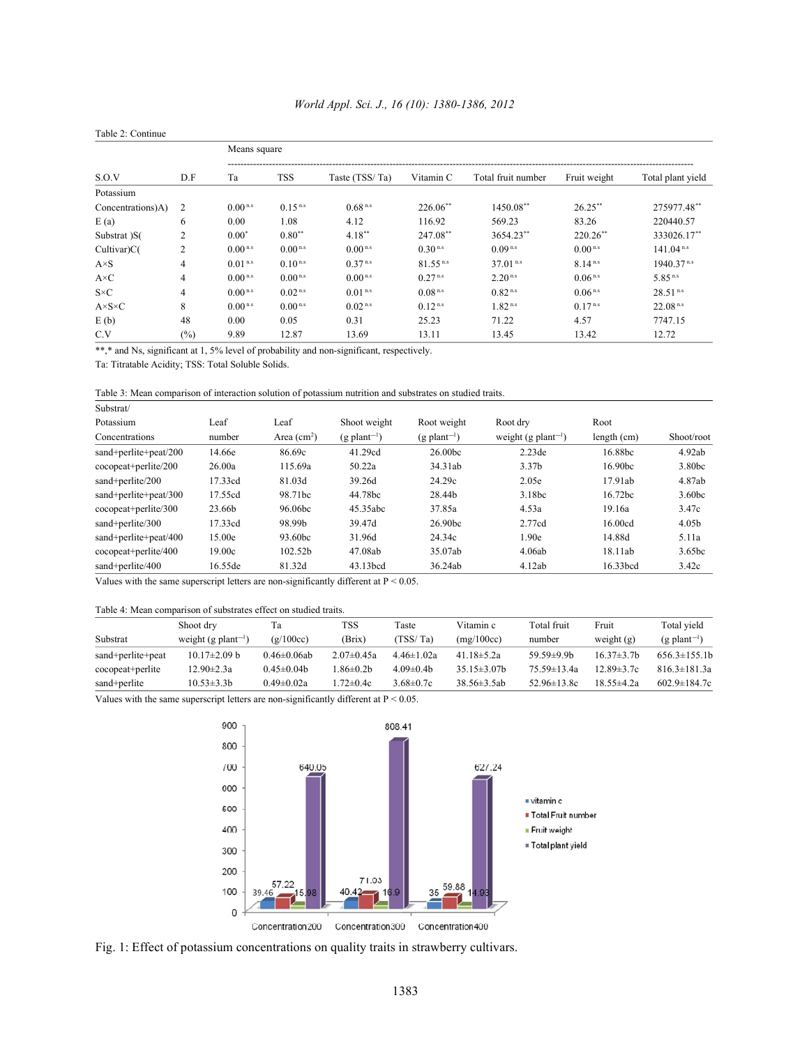Table 2: Continue

| S.O.V | D.F | Means square | | | | | | |
|---|---|---|---|---|---|---|---|---|
| | | Ta | TSS | Taste (TSS/ Ta) | Vitamin C | Total fruit number | Fruit weight | Total plant yield |
| Potassium Concentrations)A) | 2 | 0.00 $^{n.s}$ | 0.15 $^{n.s}$ | 0.68 $^{n.s}$ | 226.06$^{**}$ | 1450.08$^{**}$ | 26.25$^{**}$ | 275977.48$^{**}$ |
| E (a) | 6 | 0.00 | 1.08 | 4.12 | 116.92 | 569.23 | 83.26 | 220440.57 |
| Substrat )S( | 2 | 0.00$^{*}$ | 0.80$^{**}$ | 4.18$^{**}$ | 247.08$^{**}$ | 3654.23$^{**}$ | 220.26$^{**}$ | 333026.17$^{**}$ |
| Cultivar)C( | 2 | 0.00 $^{n.s}$ | 0.00 $^{n.s}$ | 0.00 $^{n.s}$ | 0.30 $^{n.s}$ | 0.09 $^{n.s}$ | 0.00 $^{n.s}$ | 141.04 $^{n.s}$ |
| A×S | 4 | 0.01 $^{n.s}$ | 0.10 $^{n.s}$ | 0.37 $^{n.s}$ | 81.55 $^{n.s}$ | 37.01 $^{n.s}$ | 8.14 $^{n.s}$ | 1940.37 $^{n.s}$ |
| A×C | 4 | 0.00 $^{n.s}$ | 0.00 $^{n.s}$ | 0.00 $^{n.s}$ | 0.27 $^{n.s}$ | 2.20 $^{n.s}$ | 0.06 $^{n.s}$ | 5.85 $^{n.s}$ |
| S×C | 4 | 0.00 $^{n.s}$ | 0.02 $^{n.s}$ | 0.01 $^{n.s}$ | 0.08 $^{n.s}$ | 0.82 $^{n.s}$ | 0.06 $^{n.s}$ | 28.51 $^{n.s}$ |
| A×S×C | 8 | 0.00 $^{n.s}$ | 0.00 $^{n.s}$ | 0.02 $^{n.s}$ | 0.12 $^{n.s}$ | 1.82 $^{n.s}$ | 0.17 $^{n.s}$ | 22.08 $^{n.s}$ |
| E (b) | 48 | 0.00 | 0.05 | 0.31 | 25.23 | 71.22 | 4.57 | 7747.15 |
| C.V | (%) | 9.89 | 12.87 | 13.69 | 13.11 | 13.45 | 13.42 | 12.72 |

**,* and Ns, significant at 1, 5% level of probability and non-significant, respectively.
Ta: Titratable Acidity; TSS: Total Soluble Solids.

Table 3: Mean comparison of interaction solution of potassium nutrition and substrates on studied traits.

| Substrat/ Potassium Concentrations | Leaf number | Leaf Area (cm$^2$) | Shoot weight (g plant$^{-1}$) | Root weight (g plant$^{-1}$) | Root dry weight (g plant$^{-1}$) | Root length (cm) | Shoot/root |
|---|---|---|---|---|---|---|---|
| sand+perlite+peat/200 | 14.66e | 86.69c | 41.29cd | 26.00bc | 2.23de | 16.88bc | 4.92ab |
| cocopeat+perlite/200 | 26.00a | 115.69a | 50.22a | 34.31ab | 3.37b | 16.90bc | 3.80bc |
| sand+perlite/200 | 17.33cd | 81.03d | 39.26d | 24.29c | 2.05e | 17.91ab | 4.87ab |
| sand+perlite+peat/300 | 17.55cd | 98.71bc | 44.78bc | 28.44b | 3.18bc | 16.72bc | 3.60bc |
| cocopeat+perlite/300 | 23.66b | 96.06bc | 45.35abc | 37.85a | 4.53a | 19.16a | 3.47c |
| sand+perlite/300 | 17.33cd | 98.99b | 39.47d | 26.90bc | 2.77cd | 16.00cd | 4.05b |
| sand+perlite+peat/400 | 15.00e | 93.60bc | 31.96d | 24.34c | 1.90e | 14.88d | 5.11a |
| cocopeat+perlite/400 | 19.00c | 102.52b | 47.08ab | 35.07ab | 4.06ab | 18.11ab | 3.65bc |
| sand+perlite/400 | 16.55de | 81.32d | 43.13bcd | 36.24ab | 4.12ab | 16.33bcd | 3.42c |

Values with the same superscript letters are non-significantly different at P < 0.05.

Table 4: Mean comparison of substrates effect on studied traits.

| Substrat | Shoot dry weight (g plant$^{-1}$) | Ta (g/100cc) | TSS (Brix) | Taste (TSS/ Ta) | Vitamin c (mg/100cc) | Total fruit number | Fruit weight (g) | Total yield (g plant$^{-1}$) |
|---|---|---|---|---|---|---|---|---|
| sand+perlite+peat | 10.17±2.09 b | 0.46±0.06ab | 2.07±0.45a | 4.46±1.02a | 41.18±5.2a | 59.59±9.9b | 16.37±3.7b | 656.3±155.1b |
| cocopeat+perlite | 12.90±2.3a | 0.45±0.04b | 1.86±0.2b | 4.09±0.4b | 35.15±3.07b | 75.59±13.4a | 12.89±3.7c | 816.3±181.3a |
| sand+perlite | 10.53±3.3b | 0.49±0.02a | 1.72±0.4c | 3.68±0.7c | 38.56±3.5ab | 52.96±13.8c | 18.55±4.2a | 602.9±184.7c |

Values with the same superscript letters are non-significantly different at P < 0.05.

Fig. 1: Effect of potassium concentrations on quality traits in strawberry cultivars.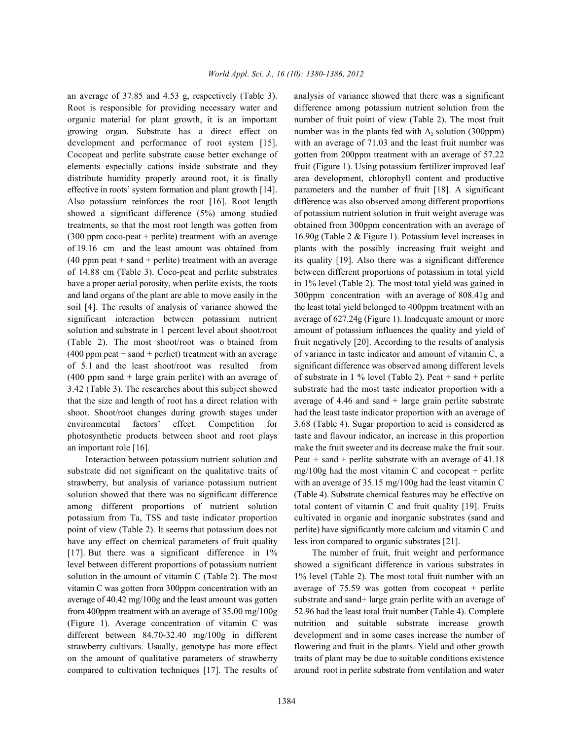an average of 37.85 and 4.53 g, respectively (Table 3). Root is responsible for providing necessary water and organic material for plant growth, it is an important growing organ. Substrate has a direct effect on development and performance of root system [15]. Cocopeat and perlite substrate cause better exchange of elements especially cations inside substrate and they distribute humidity properly around root, it is finally effective in roots' system formation and plant growth [14]. Also potassium reinforces the root [16]. Root length showed a significant difference (5%) among studied treatments, so that the most root length was gotten from (300 ppm coco-peat + perlite) treatment with an average of 19.16 cm and the least amount was obtained from (40 ppm peat + sand + perlite) treatment with an average of 14.88 cm (Table 3). Coco-peat and perlite substrates have a proper aerial porosity, when perlite exists, the roots and land organs of the plant are able to move easily in the soil [4]. The results of analysis of variance showed the significant interaction between potassium nutrient solution and substrate in 1 percent level about shoot/root (Table 2). The most shoot/root was o btained from (400 ppm peat + sand + perliet) treatment with an average of 5.1 and the least shoot/root was resulted from (400 ppm sand + large grain perlite) with an average of 3.42 (Table 3). The researches about this subject showed that the size and length of root has a direct relation with shoot. Shoot/root changes during growth stages under environmental factors' effect. Competition for photosynthetic products between shoot and root plays an important role [16].

Interaction between potassium nutrient solution and substrate did not significant on the qualitative traits of strawberry, but analysis of variance potassium nutrient solution showed that there was no significant difference among different proportions of nutrient solution potassium from Ta, TSS and taste indicator proportion point of view (Table 2). It seems that potassium does not have any effect on chemical parameters of fruit quality [17]. But there was a significant difference in 1% level between different proportions of potassium nutrient solution in the amount of vitamin C (Table 2). The most vitamin C was gotten from 300ppm concentration with an average of 40.42 mg/100g and the least amount was gotten from 400ppm treatment with an average of 35.00 mg/100g (Figure 1). Average concentration of vitamin C was different between 84.70-32.40 mg/100g in different strawberry cultivars. Usually, genotype has more effect on the amount of qualitative parameters of strawberry compared to cultivation techniques [17]. The results of analysis of variance showed that there was a significant difference among potassium nutrient solution from the number of fruit point of view (Table 2). The most fruit number was in the plants fed with $A_2$ solution (300ppm) with an average of 71.03 and the least fruit number was gotten from 200ppm treatment with an average of 57.22 fruit (Figure 1). Using potassium fertilizer improved leaf area development, chlorophyll content and productive parameters and the number of fruit [18]. A significant difference was also observed among different proportions of potassium nutrient solution in fruit weight average was obtained from 300ppm concentration with an average of 16.90g (Table 2 & Figure 1). Potassium level increases in plants with the possibly increasing fruit weight and its quality [19]. Also there was a significant difference between different proportions of potassium in total yield in 1% level (Table 2). The most total yield was gained in 300ppm concentration with an average of 808.41g and the least total yield belonged to 400ppm treatment with an average of 627.24g (Figure 1). Inadequate amount or more amount of potassium influences the quality and yield of fruit negatively [20]. According to the results of analysis of variance in taste indicator and amount of vitamin C, a significant difference was observed among different levels of substrate in 1 % level (Table 2). Peat + sand + perlite substrate had the most taste indicator proportion with a average of 4.46 and sand + large grain perlite substrate had the least taste indicator proportion with an average of 3.68 (Table 4). Sugar proportion to acid is considered as taste and flavour indicator, an increase in this proportion make the fruit sweeter and its decrease make the fruit sour. Peat + sand + perlite substrate with an average of 41.18 mg/100g had the most vitamin C and cocopeat + perlite with an average of 35.15 mg/100g had the least vitamin C (Table 4). Substrate chemical features may be effective on total content of vitamin C and fruit quality [19]. Fruits cultivated in organic and inorganic substrates (sand and perlite) have significantly more calcium and vitamin C and less iron compared to organic substrates [21].

The number of fruit, fruit weight and performance showed a significant difference in various substrates in 1% level (Table 2). The most total fruit number with an average of 75.59 was gotten from cocopeat + perlite substrate and sand+ large grain perlite with an average of 52.96 had the least total fruit number (Table 4). Complete nutrition and suitable substrate increase growth development and in some cases increase the number of flowering and fruit in the plants. Yield and other growth traits of plant may be due to suitable conditions existence around root in perlite substrate from ventilation and water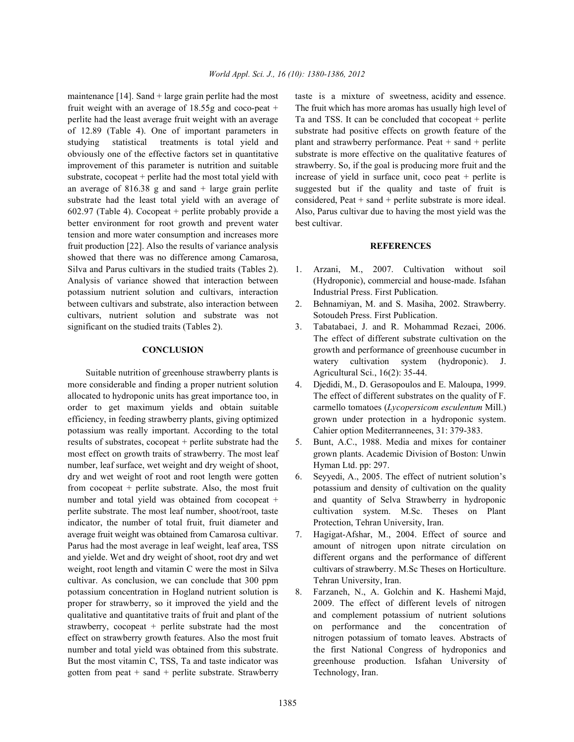maintenance [14]. Sand + large grain perlite had the most fruit weight with an average of 18.55g and coco-peat + perlite had the least average fruit weight with an average of 12.89 (Table 4). One of important parameters in studying statistical treatments is total yield and obviously one of the effective factors set in quantitative improvement of this parameter is nutrition and suitable substrate, cocopeat + perlite had the most total yield with an average of 816.38 g and sand + large grain perlite substrate had the least total yield with an average of 602.97 (Table 4). Cocopeat + perlite probably provide a better environment for root growth and prevent water tension and more water consumption and increases more fruit production [22]. Also the results of variance analysis showed that there was no difference among Camarosa, Silva and Parus cultivars in the studied traits (Tables 2). Analysis of variance showed that interaction between potassium nutrient solution and cultivars, interaction between cultivars and substrate, also interaction between cultivars, nutrient solution and substrate was not significant on the studied traits (Tables 2).

## CONCLUSION

Suitable nutrition of greenhouse strawberry plants is more considerable and finding a proper nutrient solution allocated to hydroponic units has great importance too, in order to get maximum yields and obtain suitable efficiency, in feeding strawberry plants, giving optimized potassium was really important. According to the total results of substrates, cocopeat + perlite substrate had the most effect on growth traits of strawberry. The most leaf number, leaf surface, wet weight and dry weight of shoot, dry and wet weight of root and root length were gotten from cocopeat + perlite substrate. Also, the most fruit number and total yield was obtained from cocopeat + perlite substrate. The most leaf number, shoot/root, taste indicator, the number of total fruit, fruit diameter and average fruit weight was obtained from Camarosa cultivar. Parus had the most average in leaf weight, leaf area, TSS and yielde. Wet and dry weight of shoot, root dry and wet weight, root length and vitamin C were the most in Silva cultivar. As conclusion, we can conclude that 300 ppm potassium concentration in Hogland nutrient solution is proper for strawberry, so it improved the yield and the qualitative and quantitative traits of fruit and plant of the strawberry, cocopeat + perlite substrate had the most effect on strawberry growth features. Also the most fruit number and total yield was obtained from this substrate. But the most vitamin C, TSS, Ta and taste indicator was gotten from peat + sand + perlite substrate. Strawberry taste is a mixture of sweetness, acidity and essence. The fruit which has more aromas has usually high level of Ta and TSS. It can be concluded that cocopeat + perlite substrate had positive effects on growth feature of the plant and strawberry performance. Peat + sand + perlite substrate is more effective on the qualitative features of strawberry. So, if the goal is producing more fruit and the increase of yield in surface unit, coco peat + perlite is suggested but if the quality and taste of fruit is considered, Peat + sand + perlite substrate is more ideal. Also, Parus cultivar due to having the most yield was the best cultivar.

## REFERENCES

1. Arzani, M., 2007. Cultivation without soil (Hydroponic), commercial and house-made. Isfahan Industrial Press. First Publication.
2. Behnamiyan, M. and S. Masiha, 2002. Strawberry. Sotoudeh Press. First Publication.
3. Tabatabaei, J. and R. Mohammad Rezaei, 2006. The effect of different substrate cultivation on the growth and performance of greenhouse cucumber in watery cultivation system (hydroponic). J. Agricultural Sci., 16(2): 35-44.
4. Djedidi, M., D. Gerasopoulos and E. Maloupa, 1999. The effect of different substrates on the quality of F. carmello tomatoes (*Lycopersicom esculentum* Mill.) grown under protection in a hydroponic system. Cahier option Mediterranneenes, 31: 379-383.
5. Bunt, A.C., 1988. Media and mixes for container grown plants. Academic Division of Boston: Unwin Hyman Ltd. pp: 297.
6. Seyyedi, A., 2005. The effect of nutrient solution's potassium and density of cultivation on the quality and quantity of Selva Strawberry in hydroponic cultivation system. M.Sc. Theses on Plant Protection, Tehran University, Iran.
7. Hagigat-Afshar, M., 2004. Effect of source and amount of nitrogen upon nitrate circulation on different organs and the performance of different cultivars of strawberry. M.Sc Theses on Horticulture. Tehran University, Iran.
8. Farzaneh, N., A. Golchin and K. Hashemi Majd, 2009. The effect of different levels of nitrogen and complement potassium of nutrient solutions on performance and the concentration of nitrogen potassium of tomato leaves. Abstracts of the first National Congress of hydroponics and greenhouse production. Isfahan University of Technology, Iran.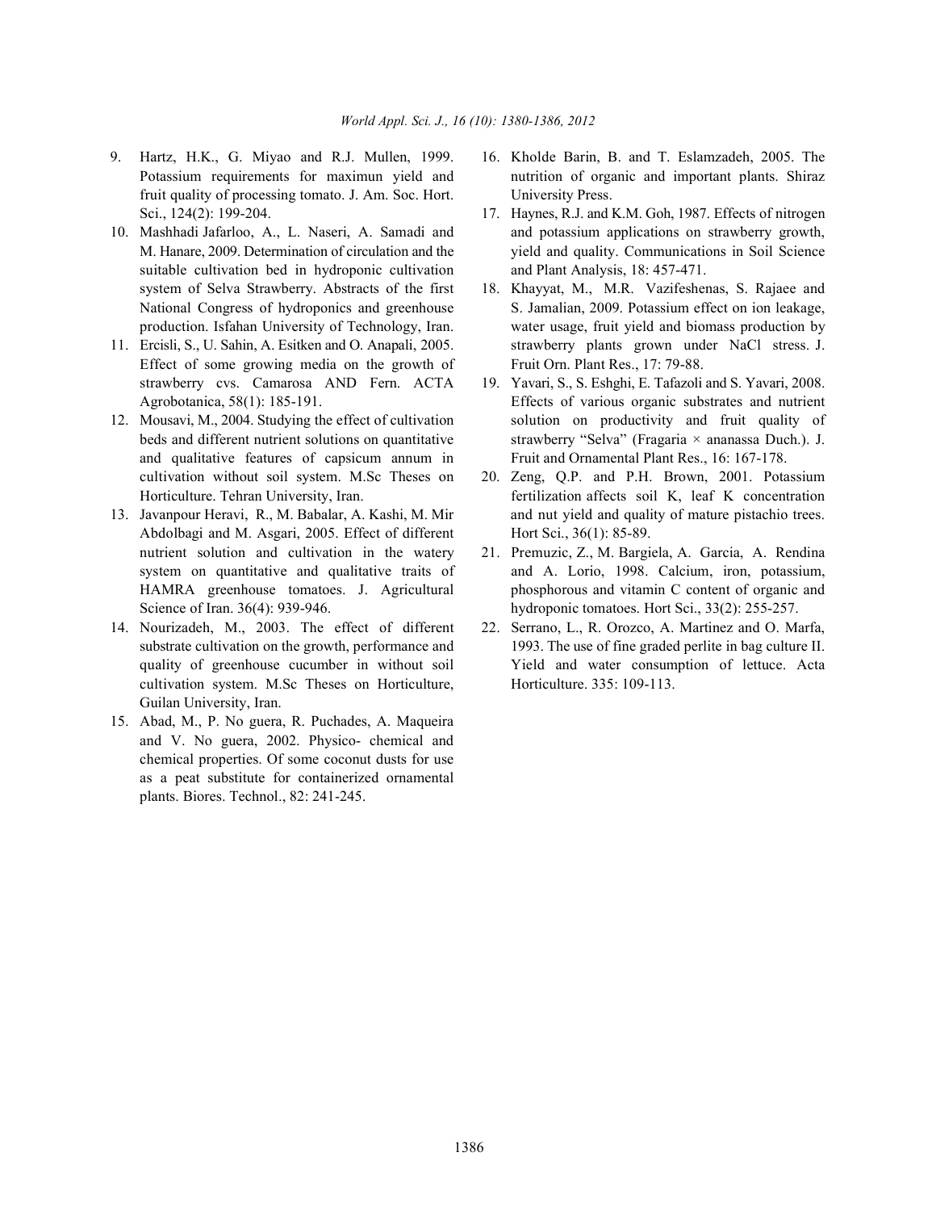9. Hartz, H.K., G. Miyao and R.J. Mullen, 1999. Potassium requirements for maximun yield and fruit quality of processing tomato. J. Am. Soc. Hort. Sci., 124(2): 199-204.
10. Mashhadi Jafarloo, A., L. Naseri, A. Samadi and M. Hanare, 2009. Determination of circulation and the suitable cultivation bed in hydroponic cultivation system of Selva Strawberry. Abstracts of the first National Congress of hydroponics and greenhouse production. Isfahan University of Technology, Iran.
11. Ercisli, S., U. Sahin, A. Esitken and O. Anapali, 2005. Effect of some growing media on the growth of strawberry cvs. Camarosa AND Fern. ACTA Agrobotanica, 58(1): 185-191.
12. Mousavi, M., 2004. Studying the effect of cultivation beds and different nutrient solutions on quantitative and qualitative features of capsicum annum in cultivation without soil system. M.Sc Theses on Horticulture. Tehran University, Iran.
13. Javanpour Heravi, R., M. Babalar, A. Kashi, M. Mir Abdolbagi and M. Asgari, 2005. Effect of different nutrient solution and cultivation in the watery system on quantitative and qualitative traits of HAMRA greenhouse tomatoes. J. Agricultural Science of Iran. 36(4): 939-946.
14. Nourizadeh, M., 2003. The effect of different substrate cultivation on the growth, performance and quality of greenhouse cucumber in without soil cultivation system. M.Sc Theses on Horticulture, Guilan University, Iran.
15. Abad, M., P. No guera, R. Puchades, A. Maqueira and V. No guera, 2002. Physico- chemical and chemical properties. Of some coconut dusts for use as a peat substitute for containerized ornamental plants. Biores. Technol., 82: 241-245.
16. Kholde Barin, B. and T. Eslamzadeh, 2005. The nutrition of organic and important plants. Shiraz University Press.
17. Haynes, R.J. and K.M. Goh, 1987. Effects of nitrogen and potassium applications on strawberry growth, yield and quality. Communications in Soil Science and Plant Analysis, 18: 457-471.
18. Khayyat, M., M.R. Vazifeshenas, S. Rajaee and S. Jamalian, 2009. Potassium effect on ion leakage, water usage, fruit yield and biomass production by strawberry plants grown under NaCl stress. J. Fruit Orn. Plant Res., 17: 79-88.
19. Yavari, S., S. Eshghi, E. Tafazoli and S. Yavari, 2008. Effects of various organic substrates and nutrient solution on productivity and fruit quality of strawberry "Selva" (Fragaria × ananassa Duch.). J. Fruit and Ornamental Plant Res., 16: 167-178.
20. Zeng, Q.P. and P.H. Brown, 2001. Potassium fertilization affects soil K, leaf K concentration and nut yield and quality of mature pistachio trees. Hort Sci., 36(1): 85-89.
21. Premuzic, Z., M. Bargiela, A. Garcia, A. Rendina and A. Lorio, 1998. Calcium, iron, potassium, phosphorous and vitamin C content of organic and hydroponic tomatoes. Hort Sci., 33(2): 255-257.
22. Serrano, L., R. Orozco, A. Martinez and O. Marfa, 1993. The use of fine graded perlite in bag culture II. Yield and water consumption of lettuce. Acta Horticulture. 335: 109-113.